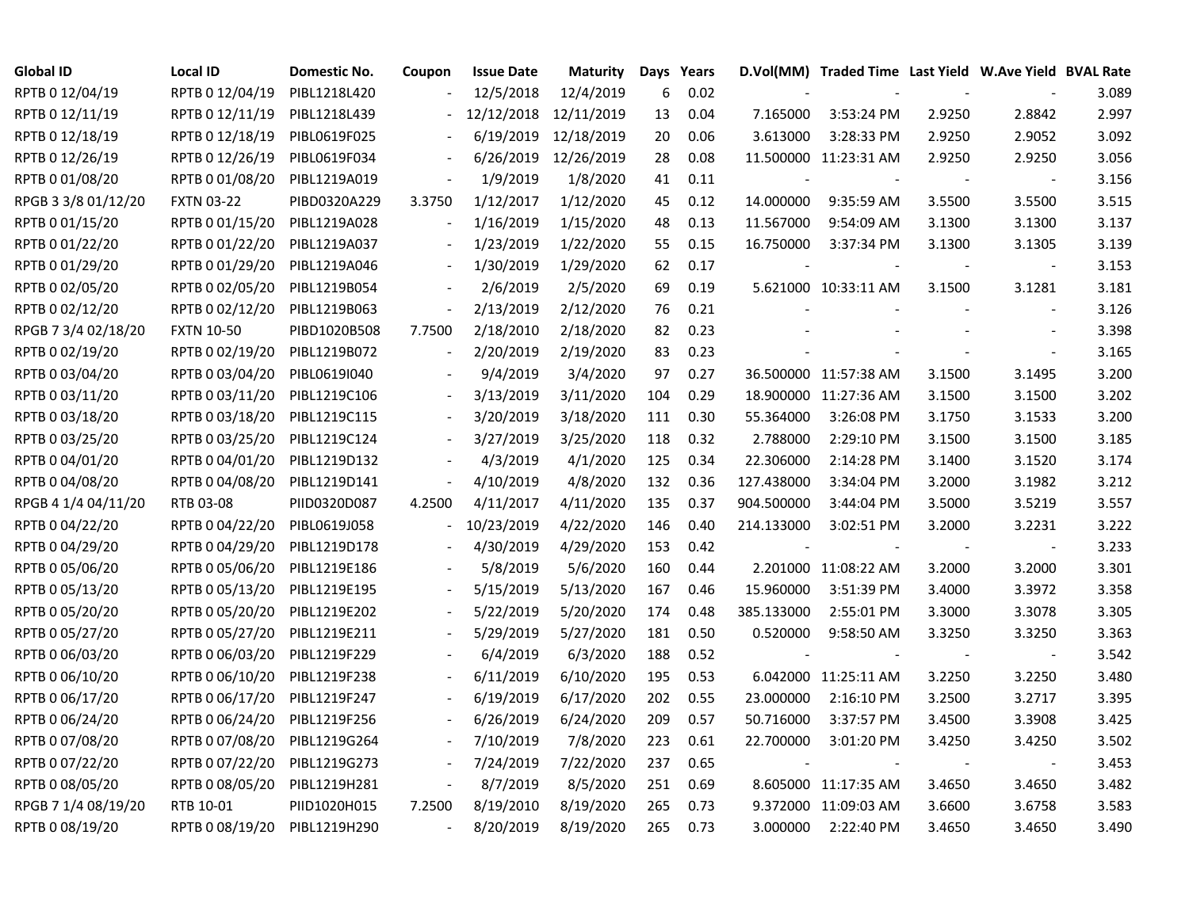| Global ID | Local ID | Domestic No. | Coupon | Issue Date | Maturity | Days | Years | D.Vol(MM) | Traded Time | Last Yield | W.Ave Yield | BVAL Rate |
|---|---|---|---|---|---|---|---|---|---|---|---|---|
| RPTB 0 12/04/19 | RPTB 0 12/04/19 | PIBL1218L420 | - | 12/5/2018 | 12/4/2019 | 6 | 0.02 | - | - | - | - | 3.089 |
| RPTB 0 12/11/19 | RPTB 0 12/11/19 | PIBL1218L439 | - | 12/12/2018 | 12/11/2019 | 13 | 0.04 | 7.165000 | 3:53:24 PM | 2.9250 | 2.8842 | 2.997 |
| RPTB 0 12/18/19 | RPTB 0 12/18/19 | PIBL0619F025 | - | 6/19/2019 | 12/18/2019 | 20 | 0.06 | 3.613000 | 3:28:33 PM | 2.9250 | 2.9052 | 3.092 |
| RPTB 0 12/26/19 | RPTB 0 12/26/19 | PIBL0619F034 | - | 6/26/2019 | 12/26/2019 | 28 | 0.08 | 11.500000 | 11:23:31 AM | 2.9250 | 2.9250 | 3.056 |
| RPTB 0 01/08/20 | RPTB 0 01/08/20 | PIBL1219A019 | - | 1/9/2019 | 1/8/2020 | 41 | 0.11 | - | - | - | - | 3.156 |
| RPGB 3 3/8 01/12/20 | FXTN 03-22 | PIBD0320A229 | 3.3750 | 1/12/2017 | 1/12/2020 | 45 | 0.12 | 14.000000 | 9:35:59 AM | 3.5500 | 3.5500 | 3.515 |
| RPTB 0 01/15/20 | RPTB 0 01/15/20 | PIBL1219A028 | - | 1/16/2019 | 1/15/2020 | 48 | 0.13 | 11.567000 | 9:54:09 AM | 3.1300 | 3.1300 | 3.137 |
| RPTB 0 01/22/20 | RPTB 0 01/22/20 | PIBL1219A037 | - | 1/23/2019 | 1/22/2020 | 55 | 0.15 | 16.750000 | 3:37:34 PM | 3.1300 | 3.1305 | 3.139 |
| RPTB 0 01/29/20 | RPTB 0 01/29/20 | PIBL1219A046 | - | 1/30/2019 | 1/29/2020 | 62 | 0.17 | - | - | - | - | 3.153 |
| RPTB 0 02/05/20 | RPTB 0 02/05/20 | PIBL1219B054 | - | 2/6/2019 | 2/5/2020 | 69 | 0.19 | 5.621000 | 10:33:11 AM | 3.1500 | 3.1281 | 3.181 |
| RPTB 0 02/12/20 | RPTB 0 02/12/20 | PIBL1219B063 | - | 2/13/2019 | 2/12/2020 | 76 | 0.21 | - | - | - | - | 3.126 |
| RPGB 7 3/4 02/18/20 | FXTN 10-50 | PIBD1020B508 | 7.7500 | 2/18/2010 | 2/18/2020 | 82 | 0.23 | - | - | - | - | 3.398 |
| RPTB 0 02/19/20 | RPTB 0 02/19/20 | PIBL1219B072 | - | 2/20/2019 | 2/19/2020 | 83 | 0.23 | - | - | - | - | 3.165 |
| RPTB 0 03/04/20 | RPTB 0 03/04/20 | PIBL0619I040 | - | 9/4/2019 | 3/4/2020 | 97 | 0.27 | 36.500000 | 11:57:38 AM | 3.1500 | 3.1495 | 3.200 |
| RPTB 0 03/11/20 | RPTB 0 03/11/20 | PIBL1219C106 | - | 3/13/2019 | 3/11/2020 | 104 | 0.29 | 18.900000 | 11:27:36 AM | 3.1500 | 3.1500 | 3.202 |
| RPTB 0 03/18/20 | RPTB 0 03/18/20 | PIBL1219C115 | - | 3/20/2019 | 3/18/2020 | 111 | 0.30 | 55.364000 | 3:26:08 PM | 3.1750 | 3.1533 | 3.200 |
| RPTB 0 03/25/20 | RPTB 0 03/25/20 | PIBL1219C124 | - | 3/27/2019 | 3/25/2020 | 118 | 0.32 | 2.788000 | 2:29:10 PM | 3.1500 | 3.1500 | 3.185 |
| RPTB 0 04/01/20 | RPTB 0 04/01/20 | PIBL1219D132 | - | 4/3/2019 | 4/1/2020 | 125 | 0.34 | 22.306000 | 2:14:28 PM | 3.1400 | 3.1520 | 3.174 |
| RPTB 0 04/08/20 | RPTB 0 04/08/20 | PIBL1219D141 | - | 4/10/2019 | 4/8/2020 | 132 | 0.36 | 127.438000 | 3:34:04 PM | 3.2000 | 3.1982 | 3.212 |
| RPGB 4 1/4 04/11/20 | RTB 03-08 | PIID0320D087 | 4.2500 | 4/11/2017 | 4/11/2020 | 135 | 0.37 | 904.500000 | 3:44:04 PM | 3.5000 | 3.5219 | 3.557 |
| RPTB 0 04/22/20 | RPTB 0 04/22/20 | PIBL0619J058 | - | 10/23/2019 | 4/22/2020 | 146 | 0.40 | 214.133000 | 3:02:51 PM | 3.2000 | 3.2231 | 3.222 |
| RPTB 0 04/29/20 | RPTB 0 04/29/20 | PIBL1219D178 | - | 4/30/2019 | 4/29/2020 | 153 | 0.42 | - | - | - | - | 3.233 |
| RPTB 0 05/06/20 | RPTB 0 05/06/20 | PIBL1219E186 | - | 5/8/2019 | 5/6/2020 | 160 | 0.44 | 2.201000 | 11:08:22 AM | 3.2000 | 3.2000 | 3.301 |
| RPTB 0 05/13/20 | RPTB 0 05/13/20 | PIBL1219E195 | - | 5/15/2019 | 5/13/2020 | 167 | 0.46 | 15.960000 | 3:51:39 PM | 3.4000 | 3.3972 | 3.358 |
| RPTB 0 05/20/20 | RPTB 0 05/20/20 | PIBL1219E202 | - | 5/22/2019 | 5/20/2020 | 174 | 0.48 | 385.133000 | 2:55:01 PM | 3.3000 | 3.3078 | 3.305 |
| RPTB 0 05/27/20 | RPTB 0 05/27/20 | PIBL1219E211 | - | 5/29/2019 | 5/27/2020 | 181 | 0.50 | 0.520000 | 9:58:50 AM | 3.3250 | 3.3250 | 3.363 |
| RPTB 0 06/03/20 | RPTB 0 06/03/20 | PIBL1219F229 | - | 6/4/2019 | 6/3/2020 | 188 | 0.52 | - | - | - | - | 3.542 |
| RPTB 0 06/10/20 | RPTB 0 06/10/20 | PIBL1219F238 | - | 6/11/2019 | 6/10/2020 | 195 | 0.53 | 6.042000 | 11:25:11 AM | 3.2250 | 3.2250 | 3.480 |
| RPTB 0 06/17/20 | RPTB 0 06/17/20 | PIBL1219F247 | - | 6/19/2019 | 6/17/2020 | 202 | 0.55 | 23.000000 | 2:16:10 PM | 3.2500 | 3.2717 | 3.395 |
| RPTB 0 06/24/20 | RPTB 0 06/24/20 | PIBL1219F256 | - | 6/26/2019 | 6/24/2020 | 209 | 0.57 | 50.716000 | 3:37:57 PM | 3.4500 | 3.3908 | 3.425 |
| RPTB 0 07/08/20 | RPTB 0 07/08/20 | PIBL1219G264 | - | 7/10/2019 | 7/8/2020 | 223 | 0.61 | 22.700000 | 3:01:20 PM | 3.4250 | 3.4250 | 3.502 |
| RPTB 0 07/22/20 | RPTB 0 07/22/20 | PIBL1219G273 | - | 7/24/2019 | 7/22/2020 | 237 | 0.65 | - | - | - | - | 3.453 |
| RPTB 0 08/05/20 | RPTB 0 08/05/20 | PIBL1219H281 | - | 8/7/2019 | 8/5/2020 | 251 | 0.69 | 8.605000 | 11:17:35 AM | 3.4650 | 3.4650 | 3.482 |
| RPGB 7 1/4 08/19/20 | RTB 10-01 | PIID1020H015 | 7.2500 | 8/19/2010 | 8/19/2020 | 265 | 0.73 | 9.372000 | 11:09:03 AM | 3.6600 | 3.6758 | 3.583 |
| RPTB 0 08/19/20 | RPTB 0 08/19/20 | PIBL1219H290 | - | 8/20/2019 | 8/19/2020 | 265 | 0.73 | 3.000000 | 2:22:40 PM | 3.4650 | 3.4650 | 3.490 |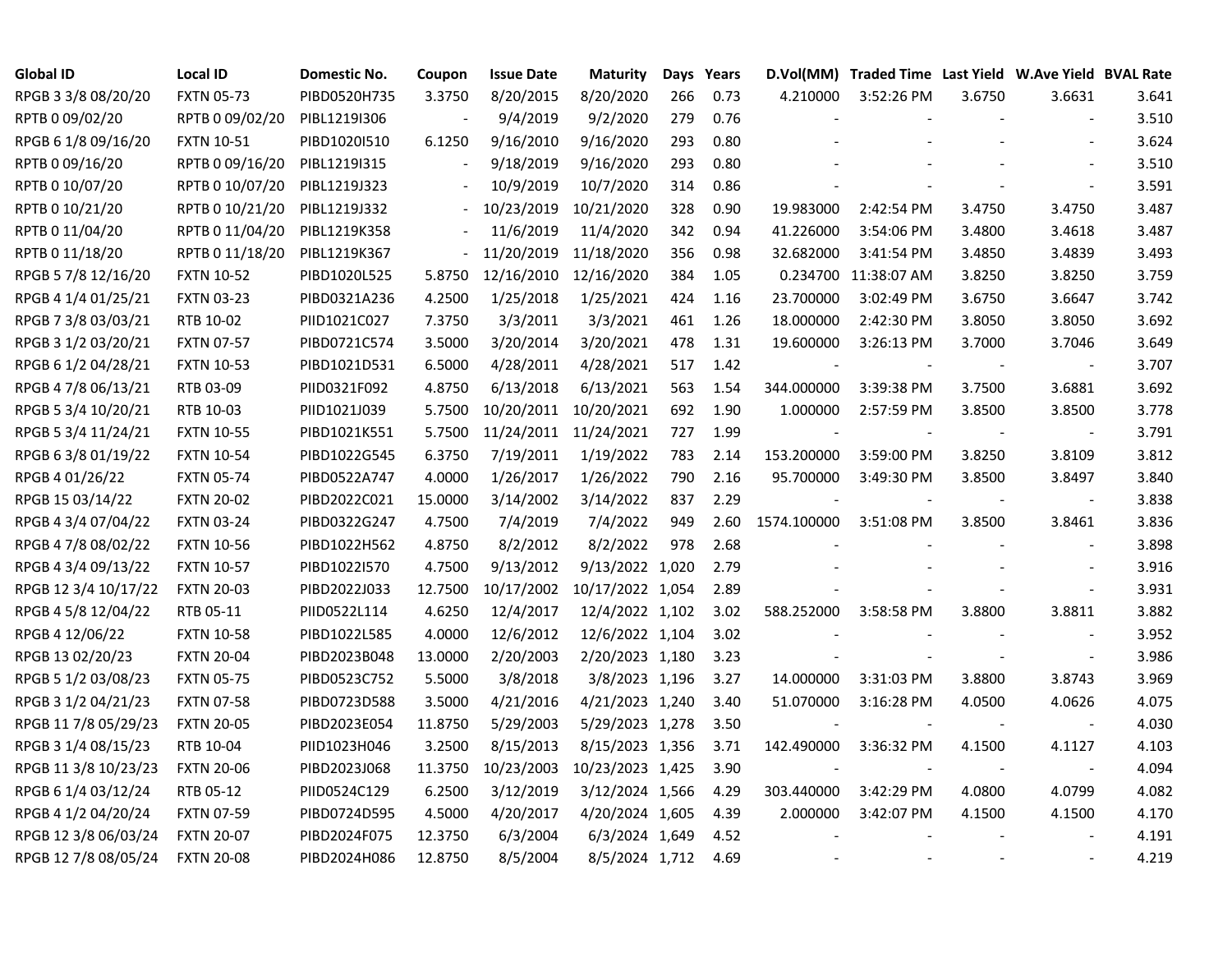| Global ID | Local ID | Domestic No. | Coupon | Issue Date | Maturity | Days | Years | D.Vol(MM) | Traded Time | Last Yield | W.Ave Yield | BVAL Rate |
|---|---|---|---|---|---|---|---|---|---|---|---|---|
| RPGB 3 3/8 08/20/20 | FXTN 05-73 | PIBD0520H735 | 3.3750 | 8/20/2015 | 8/20/2020 | 266 | 0.73 | 4.210000 | 3:52:26 PM | 3.6750 | 3.6631 | 3.641 |
| RPTB 0 09/02/20 | RPTB 0 09/02/20 | PIBL1219I306 | - | 9/4/2019 | 9/2/2020 | 279 | 0.76 | - | - | - | - | 3.510 |
| RPGB 6 1/8 09/16/20 | FXTN 10-51 | PIBD1020I510 | 6.1250 | 9/16/2010 | 9/16/2020 | 293 | 0.80 | - | - | - | - | 3.624 |
| RPTB 0 09/16/20 | RPTB 0 09/16/20 | PIBL1219I315 | - | 9/18/2019 | 9/16/2020 | 293 | 0.80 | - | - | - | - | 3.510 |
| RPTB 0 10/07/20 | RPTB 0 10/07/20 | PIBL1219J323 | - | 10/9/2019 | 10/7/2020 | 314 | 0.86 | - | - | - | - | 3.591 |
| RPTB 0 10/21/20 | RPTB 0 10/21/20 | PIBL1219J332 | - | 10/23/2019 | 10/21/2020 | 328 | 0.90 | 19.983000 | 2:42:54 PM | 3.4750 | 3.4750 | 3.487 |
| RPTB 0 11/04/20 | RPTB 0 11/04/20 | PIBL1219K358 | - | 11/6/2019 | 11/4/2020 | 342 | 0.94 | 41.226000 | 3:54:06 PM | 3.4800 | 3.4618 | 3.487 |
| RPTB 0 11/18/20 | RPTB 0 11/18/20 | PIBL1219K367 | - | 11/20/2019 | 11/18/2020 | 356 | 0.98 | 32.682000 | 3:41:54 PM | 3.4850 | 3.4839 | 3.493 |
| RPGB 5 7/8 12/16/20 | FXTN 10-52 | PIBD1020L525 | 5.8750 | 12/16/2010 | 12/16/2020 | 384 | 1.05 | 0.234700 | 11:38:07 AM | 3.8250 | 3.8250 | 3.759 |
| RPGB 4 1/4 01/25/21 | FXTN 03-23 | PIBD0321A236 | 4.2500 | 1/25/2018 | 1/25/2021 | 424 | 1.16 | 23.700000 | 3:02:49 PM | 3.6750 | 3.6647 | 3.742 |
| RPGB 7 3/8 03/03/21 | RTB 10-02 | PIID1021C027 | 7.3750 | 3/3/2011 | 3/3/2021 | 461 | 1.26 | 18.000000 | 2:42:30 PM | 3.8050 | 3.8050 | 3.692 |
| RPGB 3 1/2 03/20/21 | FXTN 07-57 | PIBD0721C574 | 3.5000 | 3/20/2014 | 3/20/2021 | 478 | 1.31 | 19.600000 | 3:26:13 PM | 3.7000 | 3.7046 | 3.649 |
| RPGB 6 1/2 04/28/21 | FXTN 10-53 | PIBD1021D531 | 6.5000 | 4/28/2011 | 4/28/2021 | 517 | 1.42 | - | - | - | - | 3.707 |
| RPGB 4 7/8 06/13/21 | RTB 03-09 | PIID0321F092 | 4.8750 | 6/13/2018 | 6/13/2021 | 563 | 1.54 | 344.000000 | 3:39:38 PM | 3.7500 | 3.6881 | 3.692 |
| RPGB 5 3/4 10/20/21 | RTB 10-03 | PIID1021J039 | 5.7500 | 10/20/2011 | 10/20/2021 | 692 | 1.90 | 1.000000 | 2:57:59 PM | 3.8500 | 3.8500 | 3.778 |
| RPGB 5 3/4 11/24/21 | FXTN 10-55 | PIBD1021K551 | 5.7500 | 11/24/2011 | 11/24/2021 | 727 | 1.99 | - | - | - | - | 3.791 |
| RPGB 6 3/8 01/19/22 | FXTN 10-54 | PIBD1022G545 | 6.3750 | 7/19/2011 | 1/19/2022 | 783 | 2.14 | 153.200000 | 3:59:00 PM | 3.8250 | 3.8109 | 3.812 |
| RPGB 4 01/26/22 | FXTN 05-74 | PIBD0522A747 | 4.0000 | 1/26/2017 | 1/26/2022 | 790 | 2.16 | 95.700000 | 3:49:30 PM | 3.8500 | 3.8497 | 3.840 |
| RPGB 15 03/14/22 | FXTN 20-02 | PIBD2022C021 | 15.0000 | 3/14/2002 | 3/14/2022 | 837 | 2.29 | - | - | - | - | 3.838 |
| RPGB 4 3/4 07/04/22 | FXTN 03-24 | PIBD0322G247 | 4.7500 | 7/4/2019 | 7/4/2022 | 949 | 2.60 | 1574.100000 | 3:51:08 PM | 3.8500 | 3.8461 | 3.836 |
| RPGB 4 7/8 08/02/22 | FXTN 10-56 | PIBD1022H562 | 4.8750 | 8/2/2012 | 8/2/2022 | 978 | 2.68 | - | - | - | - | 3.898 |
| RPGB 4 3/4 09/13/22 | FXTN 10-57 | PIBD1022I570 | 4.7500 | 9/13/2012 | 9/13/2022 | 1,020 | 2.79 | - | - | - | - | 3.916 |
| RPGB 12 3/4 10/17/22 | FXTN 20-03 | PIBD2022J033 | 12.7500 | 10/17/2002 | 10/17/2022 | 1,054 | 2.89 | - | - | - | - | 3.931 |
| RPGB 4 5/8 12/04/22 | RTB 05-11 | PIID0522L114 | 4.6250 | 12/4/2017 | 12/4/2022 | 1,102 | 3.02 | 588.252000 | 3:58:58 PM | 3.8800 | 3.8811 | 3.882 |
| RPGB 4 12/06/22 | FXTN 10-58 | PIBD1022L585 | 4.0000 | 12/6/2012 | 12/6/2022 | 1,104 | 3.02 | - | - | - | - | 3.952 |
| RPGB 13 02/20/23 | FXTN 20-04 | PIBD2023B048 | 13.0000 | 2/20/2003 | 2/20/2023 | 1,180 | 3.23 | - | - | - | - | 3.986 |
| RPGB 5 1/2 03/08/23 | FXTN 05-75 | PIBD0523C752 | 5.5000 | 3/8/2018 | 3/8/2023 | 1,196 | 3.27 | 14.000000 | 3:31:03 PM | 3.8800 | 3.8743 | 3.969 |
| RPGB 3 1/2 04/21/23 | FXTN 07-58 | PIBD0723D588 | 3.5000 | 4/21/2016 | 4/21/2023 | 1,240 | 3.40 | 51.070000 | 3:16:28 PM | 4.0500 | 4.0626 | 4.075 |
| RPGB 11 7/8 05/29/23 | FXTN 20-05 | PIBD2023E054 | 11.8750 | 5/29/2003 | 5/29/2023 | 1,278 | 3.50 | - | - | - | - | 4.030 |
| RPGB 3 1/4 08/15/23 | RTB 10-04 | PIID1023H046 | 3.2500 | 8/15/2013 | 8/15/2023 | 1,356 | 3.71 | 142.490000 | 3:36:32 PM | 4.1500 | 4.1127 | 4.103 |
| RPGB 11 3/8 10/23/23 | FXTN 20-06 | PIBD2023J068 | 11.3750 | 10/23/2003 | 10/23/2023 | 1,425 | 3.90 | - | - | - | - | 4.094 |
| RPGB 6 1/4 03/12/24 | RTB 05-12 | PIID0524C129 | 6.2500 | 3/12/2019 | 3/12/2024 | 1,566 | 4.29 | 303.440000 | 3:42:29 PM | 4.0800 | 4.0799 | 4.082 |
| RPGB 4 1/2 04/20/24 | FXTN 07-59 | PIBD0724D595 | 4.5000 | 4/20/2017 | 4/20/2024 | 1,605 | 4.39 | 2.000000 | 3:42:07 PM | 4.1500 | 4.1500 | 4.170 |
| RPGB 12 3/8 06/03/24 | FXTN 20-07 | PIBD2024F075 | 12.3750 | 6/3/2004 | 6/3/2024 | 1,649 | 4.52 | - | - | - | - | 4.191 |
| RPGB 12 7/8 08/05/24 | FXTN 20-08 | PIBD2024H086 | 12.8750 | 8/5/2004 | 8/5/2024 | 1,712 | 4.69 | - | - | - | - | 4.219 |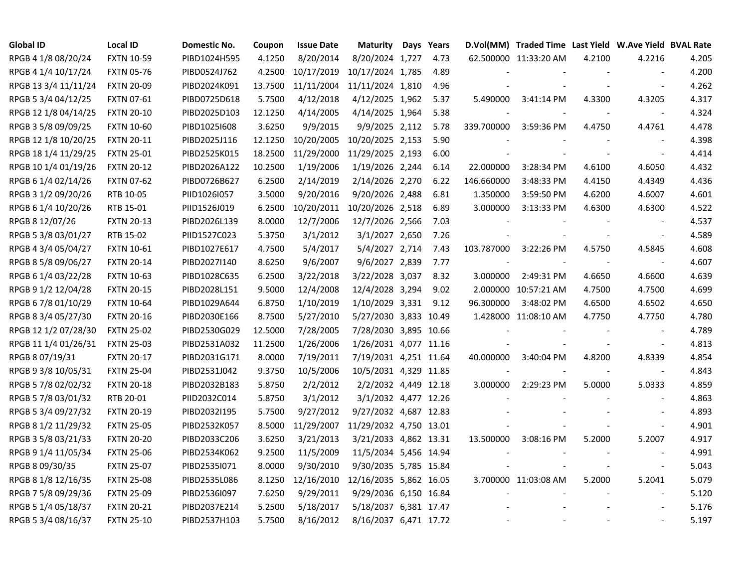| Global ID | Local ID | Domestic No. | Coupon | Issue Date | Maturity | Days | Years | D.Vol(MM) | Traded Time | Last Yield | W.Ave Yield | BVAL Rate |
|---|---|---|---|---|---|---|---|---|---|---|---|---|
| RPGB 4 1/8 08/20/24 | FXTN 10-59 | PIBD1024H595 | 4.1250 | 8/20/2014 | 8/20/2024 | 1,727 | 4.73 | 62.500000 | 11:33:20 AM | 4.2100 | 4.2216 | 4.205 |
| RPGB 4 1/4 10/17/24 | FXTN 05-76 | PIBD0524J762 | 4.2500 | 10/17/2019 | 10/17/2024 | 1,785 | 4.89 | - | - | - | - | 4.200 |
| RPGB 13 3/4 11/11/24 | FXTN 20-09 | PIBD2024K091 | 13.7500 | 11/11/2004 | 11/11/2024 | 1,810 | 4.96 | - | - | - | - | 4.262 |
| RPGB 5 3/4 04/12/25 | FXTN 07-61 | PIBD0725D618 | 5.7500 | 4/12/2018 | 4/12/2025 | 1,962 | 5.37 | 5.490000 | 3:41:14 PM | 4.3300 | 4.3205 | 4.317 |
| RPGB 12 1/8 04/14/25 | FXTN 20-10 | PIBD2025D103 | 12.1250 | 4/14/2005 | 4/14/2025 | 1,964 | 5.38 | - | - | - | - | 4.324 |
| RPGB 3 5/8 09/09/25 | FXTN 10-60 | PIBD1025I608 | 3.6250 | 9/9/2015 | 9/9/2025 | 2,112 | 5.78 | 339.700000 | 3:59:36 PM | 4.4750 | 4.4761 | 4.478 |
| RPGB 12 1/8 10/20/25 | FXTN 20-11 | PIBD2025J116 | 12.1250 | 10/20/2005 | 10/20/2025 | 2,153 | 5.90 | - | - | - | - | 4.398 |
| RPGB 18 1/4 11/29/25 | FXTN 25-01 | PIBD2525K015 | 18.2500 | 11/29/2000 | 11/29/2025 | 2,193 | 6.00 | - | - | - | - | 4.414 |
| RPGB 10 1/4 01/19/26 | FXTN 20-12 | PIBD2026A122 | 10.2500 | 1/19/2006 | 1/19/2026 | 2,244 | 6.14 | 22.000000 | 3:28:34 PM | 4.6100 | 4.6050 | 4.432 |
| RPGB 6 1/4 02/14/26 | FXTN 07-62 | PIBD0726B627 | 6.2500 | 2/14/2019 | 2/14/2026 | 2,270 | 6.22 | 146.660000 | 3:48:33 PM | 4.4150 | 4.4349 | 4.436 |
| RPGB 3 1/2 09/20/26 | RTB 10-05 | PIID1026I057 | 3.5000 | 9/20/2016 | 9/20/2026 | 2,488 | 6.81 | 1.350000 | 3:59:50 PM | 4.6200 | 4.6007 | 4.601 |
| RPGB 6 1/4 10/20/26 | RTB 15-01 | PIID1526J019 | 6.2500 | 10/20/2011 | 10/20/2026 | 2,518 | 6.89 | 3.000000 | 3:13:33 PM | 4.6300 | 4.6300 | 4.522 |
| RPGB 8 12/07/26 | FXTN 20-13 | PIBD2026L139 | 8.0000 | 12/7/2006 | 12/7/2026 | 2,566 | 7.03 | - | - | - | - | 4.537 |
| RPGB 5 3/8 03/01/27 | RTB 15-02 | PIID1527C023 | 5.3750 | 3/1/2012 | 3/1/2027 | 2,650 | 7.26 | - | - | - | - | 4.589 |
| RPGB 4 3/4 05/04/27 | FXTN 10-61 | PIBD1027E617 | 4.7500 | 5/4/2017 | 5/4/2027 | 2,714 | 7.43 | 103.787000 | 3:22:26 PM | 4.5750 | 4.5845 | 4.608 |
| RPGB 8 5/8 09/06/27 | FXTN 20-14 | PIBD2027I140 | 8.6250 | 9/6/2007 | 9/6/2027 | 2,839 | 7.77 | - | - | - | - | 4.607 |
| RPGB 6 1/4 03/22/28 | FXTN 10-63 | PIBD1028C635 | 6.2500 | 3/22/2018 | 3/22/2028 | 3,037 | 8.32 | 3.000000 | 2:49:31 PM | 4.6650 | 4.6600 | 4.639 |
| RPGB 9 1/2 12/04/28 | FXTN 20-15 | PIBD2028L151 | 9.5000 | 12/4/2008 | 12/4/2028 | 3,294 | 9.02 | 2.000000 | 10:57:21 AM | 4.7500 | 4.7500 | 4.699 |
| RPGB 6 7/8 01/10/29 | FXTN 10-64 | PIBD1029A644 | 6.8750 | 1/10/2019 | 1/10/2029 | 3,331 | 9.12 | 96.300000 | 3:48:02 PM | 4.6500 | 4.6502 | 4.650 |
| RPGB 8 3/4 05/27/30 | FXTN 20-16 | PIBD2030E166 | 8.7500 | 5/27/2010 | 5/27/2030 | 3,833 | 10.49 | 1.428000 | 11:08:10 AM | 4.7750 | 4.7750 | 4.780 |
| RPGB 12 1/2 07/28/30 | FXTN 25-02 | PIBD2530G029 | 12.5000 | 7/28/2005 | 7/28/2030 | 3,895 | 10.66 | - | - | - | - | 4.789 |
| RPGB 11 1/4 01/26/31 | FXTN 25-03 | PIBD2531A032 | 11.2500 | 1/26/2006 | 1/26/2031 | 4,077 | 11.16 | - | - | - | - | 4.813 |
| RPGB 8 07/19/31 | FXTN 20-17 | PIBD2031G171 | 8.0000 | 7/19/2011 | 7/19/2031 | 4,251 | 11.64 | 40.000000 | 3:40:04 PM | 4.8200 | 4.8339 | 4.854 |
| RPGB 9 3/8 10/05/31 | FXTN 25-04 | PIBD2531J042 | 9.3750 | 10/5/2006 | 10/5/2031 | 4,329 | 11.85 | - | - | - | - | 4.843 |
| RPGB 5 7/8 02/02/32 | FXTN 20-18 | PIBD2032B183 | 5.8750 | 2/2/2012 | 2/2/2032 | 4,449 | 12.18 | 3.000000 | 2:29:23 PM | 5.0000 | 5.0333 | 4.859 |
| RPGB 5 7/8 03/01/32 | RTB 20-01 | PIID2032C014 | 5.8750 | 3/1/2012 | 3/1/2032 | 4,477 | 12.26 | - | - | - | - | 4.863 |
| RPGB 5 3/4 09/27/32 | FXTN 20-19 | PIBD2032I195 | 5.7500 | 9/27/2012 | 9/27/2032 | 4,687 | 12.83 | - | - | - | - | 4.893 |
| RPGB 8 1/2 11/29/32 | FXTN 25-05 | PIBD2532K057 | 8.5000 | 11/29/2007 | 11/29/2032 | 4,750 | 13.01 | - | - | - | - | 4.901 |
| RPGB 3 5/8 03/21/33 | FXTN 20-20 | PIBD2033C206 | 3.6250 | 3/21/2013 | 3/21/2033 | 4,862 | 13.31 | 13.500000 | 3:08:16 PM | 5.2000 | 5.2007 | 4.917 |
| RPGB 9 1/4 11/05/34 | FXTN 25-06 | PIBD2534K062 | 9.2500 | 11/5/2009 | 11/5/2034 | 5,456 | 14.94 | - | - | - | - | 4.991 |
| RPGB 8 09/30/35 | FXTN 25-07 | PIBD2535I071 | 8.0000 | 9/30/2010 | 9/30/2035 | 5,785 | 15.84 | - | - | - | - | 5.043 |
| RPGB 8 1/8 12/16/35 | FXTN 25-08 | PIBD2535L086 | 8.1250 | 12/16/2010 | 12/16/2035 | 5,862 | 16.05 | 3.700000 | 11:03:08 AM | 5.2000 | 5.2041 | 5.079 |
| RPGB 7 5/8 09/29/36 | FXTN 25-09 | PIBD2536I097 | 7.6250 | 9/29/2011 | 9/29/2036 | 6,150 | 16.84 | - | - | - | - | 5.120 |
| RPGB 5 1/4 05/18/37 | FXTN 20-21 | PIBD2037E214 | 5.2500 | 5/18/2017 | 5/18/2037 | 6,381 | 17.47 | - | - | - | - | 5.176 |
| RPGB 5 3/4 08/16/37 | FXTN 25-10 | PIBD2537H103 | 5.7500 | 8/16/2012 | 8/16/2037 | 6,471 | 17.72 | - | - | - | - | 5.197 |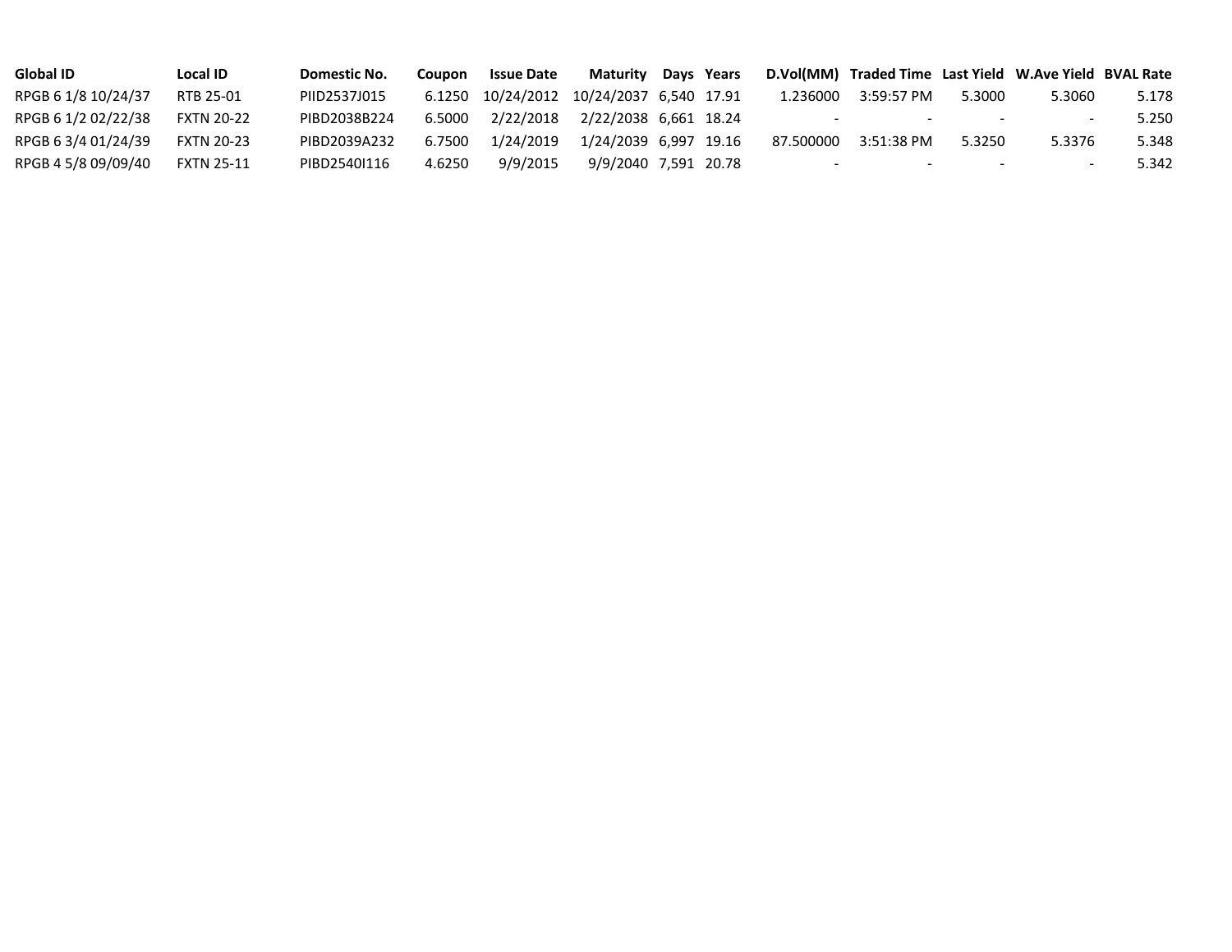| Global ID | Local ID | Domestic No. | Coupon | Issue Date | Maturity | Days | Years | D.Vol(MM) | Traded Time | Last Yield | W.Ave Yield | BVAL Rate |
|---|---|---|---|---|---|---|---|---|---|---|---|---|
| RPGB 6 1/8 10/24/37 | RTB 25-01 | PIID2537J015 | 6.1250 | 10/24/2012 | 10/24/2037 | 6,540 | 17.91 | 1.236000 | 3:59:57 PM | 5.3000 | 5.3060 | 5.178 |
| RPGB 6 1/2 02/22/38 | FXTN 20-22 | PIBD2038B224 | 6.5000 | 2/22/2018 | 2/22/2038 | 6,661 | 18.24 | - | - | - | - | 5.250 |
| RPGB 6 3/4 01/24/39 | FXTN 20-23 | PIBD2039A232 | 6.7500 | 1/24/2019 | 1/24/2039 | 6,997 | 19.16 | 87.500000 | 3:51:38 PM | 5.3250 | 5.3376 | 5.348 |
| RPGB 4 5/8 09/09/40 | FXTN 25-11 | PIBD2540I116 | 4.6250 | 9/9/2015 | 9/9/2040 | 7,591 | 20.78 | - | - | - | - | 5.342 |